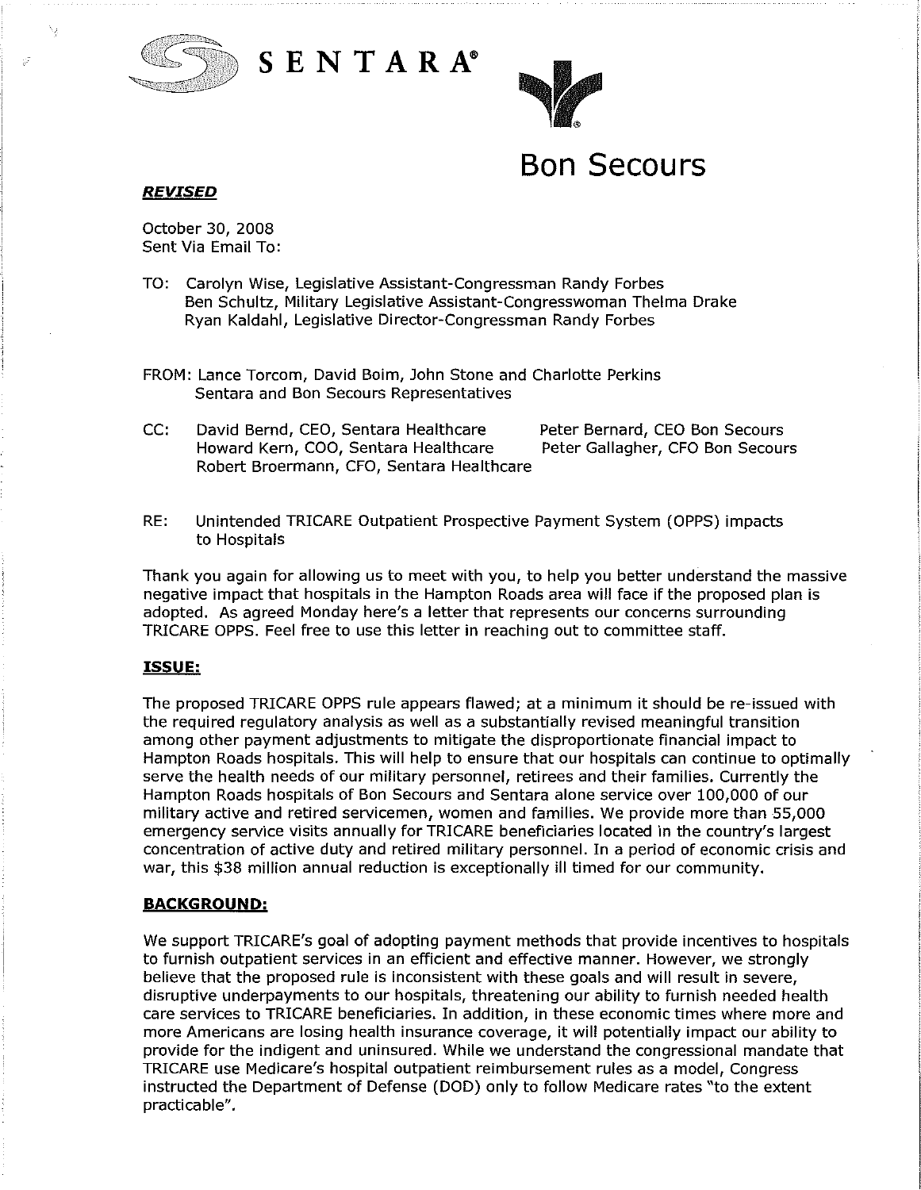SENTARA®

Bon Secours

***REVISED***

October 30, 2008
Sent Via Email To:

TO: Carolyn Wise, Legislative Assistant-Congressman Randy Forbes
Ben Schultz, Military Legislative Assistant-Congresswoman Thelma Drake
Ryan Kaldahl, Legislative Director-Congressman Randy Forbes

FROM: Lance Torcom, David Boim, John Stone and Charlotte Perkins
Sentara and Bon Secours Representatives

CC: David Bernd, CEO, Sentara Healthcare
Howard Kern, COO, Sentara Healthcare
Robert Broermann, CFO, Sentara Healthcare
Peter Bernard, CEO Bon Secours
Peter Gallagher, CFO Bon Secours

RE: Unintended TRICARE Outpatient Prospective Payment System (OPPS) impacts to Hospitals

Thank you again for allowing us to meet with you, to help you better understand the massive negative impact that hospitals in the Hampton Roads area will face if the proposed plan is adopted. As agreed Monday here's a letter that represents our concerns surrounding TRICARE OPPS. Feel free to use this letter in reaching out to committee staff.

**ISSUE:**

The proposed TRICARE OPPS rule appears flawed; at a minimum it should be re-issued with the required regulatory analysis as well as a substantially revised meaningful transition among other payment adjustments to mitigate the disproportionate financial impact to Hampton Roads hospitals. This will help to ensure that our hospitals can continue to optimally serve the health needs of our military personnel, retirees and their families. Currently the Hampton Roads hospitals of Bon Secours and Sentara alone service over 100,000 of our military active and retired servicemen, women and families. We provide more than 55,000 emergency service visits annually for TRICARE beneficiaries located in the country's largest concentration of active duty and retired military personnel. In a period of economic crisis and war, this $38 million annual reduction is exceptionally ill timed for our community.

**BACKGROUND:**

We support TRICARE's goal of adopting payment methods that provide incentives to hospitals to furnish outpatient services in an efficient and effective manner. However, we strongly believe that the proposed rule is inconsistent with these goals and will result in severe, disruptive underpayments to our hospitals, threatening our ability to furnish needed health care services to TRICARE beneficiaries. In addition, in these economic times where more and more Americans are losing health insurance coverage, it will potentially impact our ability to provide for the indigent and uninsured. While we understand the congressional mandate that TRICARE use Medicare's hospital outpatient reimbursement rules as a model, Congress instructed the Department of Defense (DOD) only to follow Medicare rates "to the extent practicable".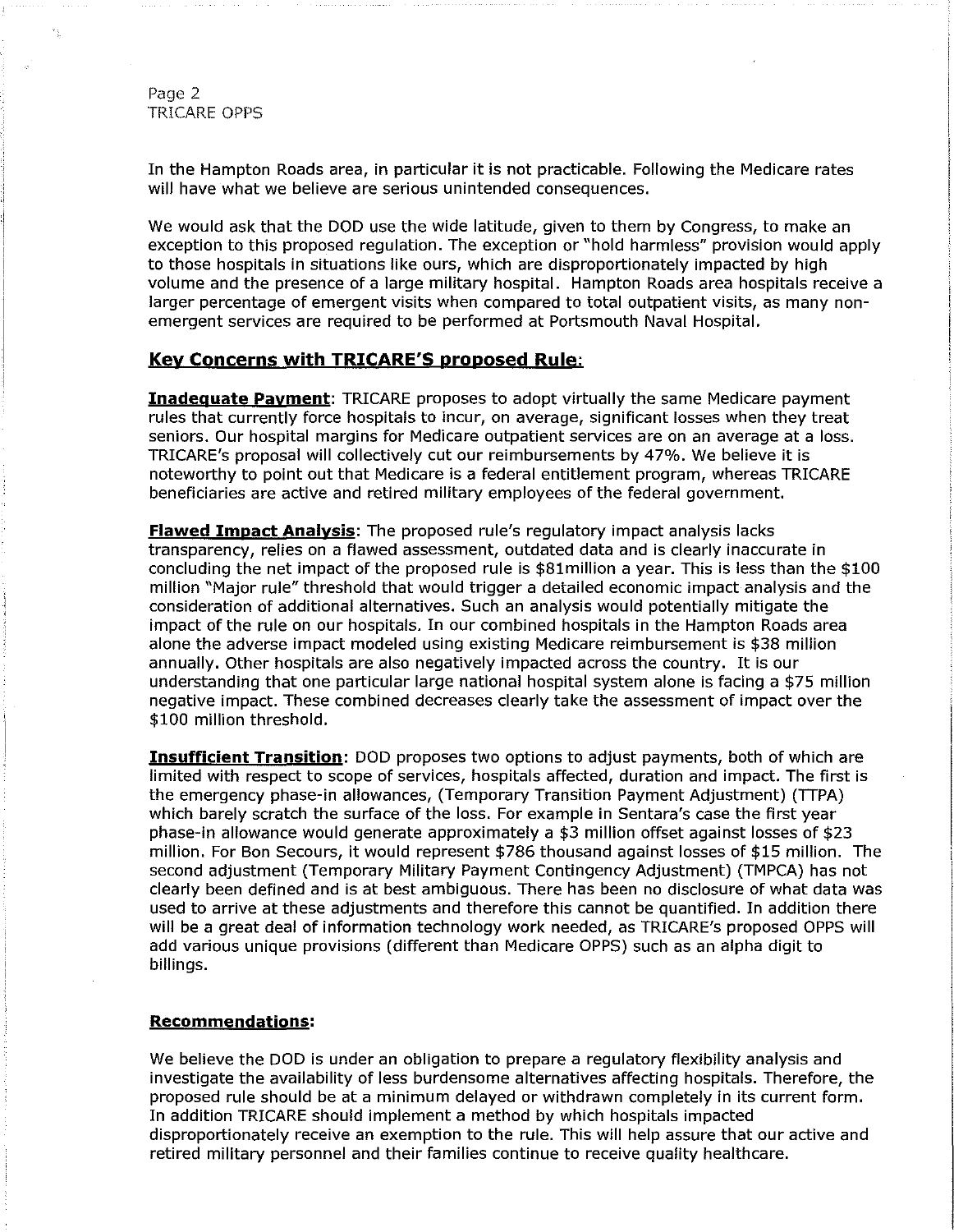In the Hampton Roads area, in particular it is not practicable. Following the Medicare rates will have what we believe are serious unintended consequences.

We would ask that the DOD use the wide latitude, given to them by Congress, to make an exception to this proposed regulation. The exception or "hold harmless" provision would apply to those hospitals in situations like ours, which are disproportionately impacted by high volume and the presence of a large military hospital. Hampton Roads area hospitals receive a larger percentage of emergent visits when compared to total outpatient visits, as many non-emergent services are required to be performed at Portsmouth Naval Hospital.

## Key Concerns with TRICARE'S proposed Rule:

**Inadequate Payment**: TRICARE proposes to adopt virtually the same Medicare payment rules that currently force hospitals to incur, on average, significant losses when they treat seniors. Our hospital margins for Medicare outpatient services are on an average at a loss. TRICARE's proposal will collectively cut our reimbursements by 47%. We believe it is noteworthy to point out that Medicare is a federal entitlement program, whereas TRICARE beneficiaries are active and retired military employees of the federal government.

**Flawed Impact Analysis**: The proposed rule's regulatory impact analysis lacks transparency, relies on a flawed assessment, outdated data and is clearly inaccurate in concluding the net impact of the proposed rule is $81million a year. This is less than the $100 million "Major rule" threshold that would trigger a detailed economic impact analysis and the consideration of additional alternatives. Such an analysis would potentially mitigate the impact of the rule on our hospitals. In our combined hospitals in the Hampton Roads area alone the adverse impact modeled using existing Medicare reimbursement is $38 million annually. Other hospitals are also negatively impacted across the country. It is our understanding that one particular large national hospital system alone is facing a $75 million negative impact. These combined decreases clearly take the assessment of impact over the $100 million threshold.

**Insufficient Transition**: DOD proposes two options to adjust payments, both of which are limited with respect to scope of services, hospitals affected, duration and impact. The first is the emergency phase-in allowances, (Temporary Transition Payment Adjustment) (TTPA) which barely scratch the surface of the loss. For example in Sentara's case the first year phase-in allowance would generate approximately a $3 million offset against losses of $23 million. For Bon Secours, it would represent $786 thousand against losses of $15 million. The second adjustment (Temporary Military Payment Contingency Adjustment) (TMPCA) has not clearly been defined and is at best ambiguous. There has been no disclosure of what data was used to arrive at these adjustments and therefore this cannot be quantified. In addition there will be a great deal of information technology work needed, as TRICARE's proposed OPPS will add various unique provisions (different than Medicare OPPS) such as an alpha digit to billings.

## Recommendations:

We believe the DOD is under an obligation to prepare a regulatory flexibility analysis and investigate the availability of less burdensome alternatives affecting hospitals. Therefore, the proposed rule should be at a minimum delayed or withdrawn completely in its current form. In addition TRICARE should implement a method by which hospitals impacted disproportionately receive an exemption to the rule. This will help assure that our active and retired military personnel and their families continue to receive quality healthcare.